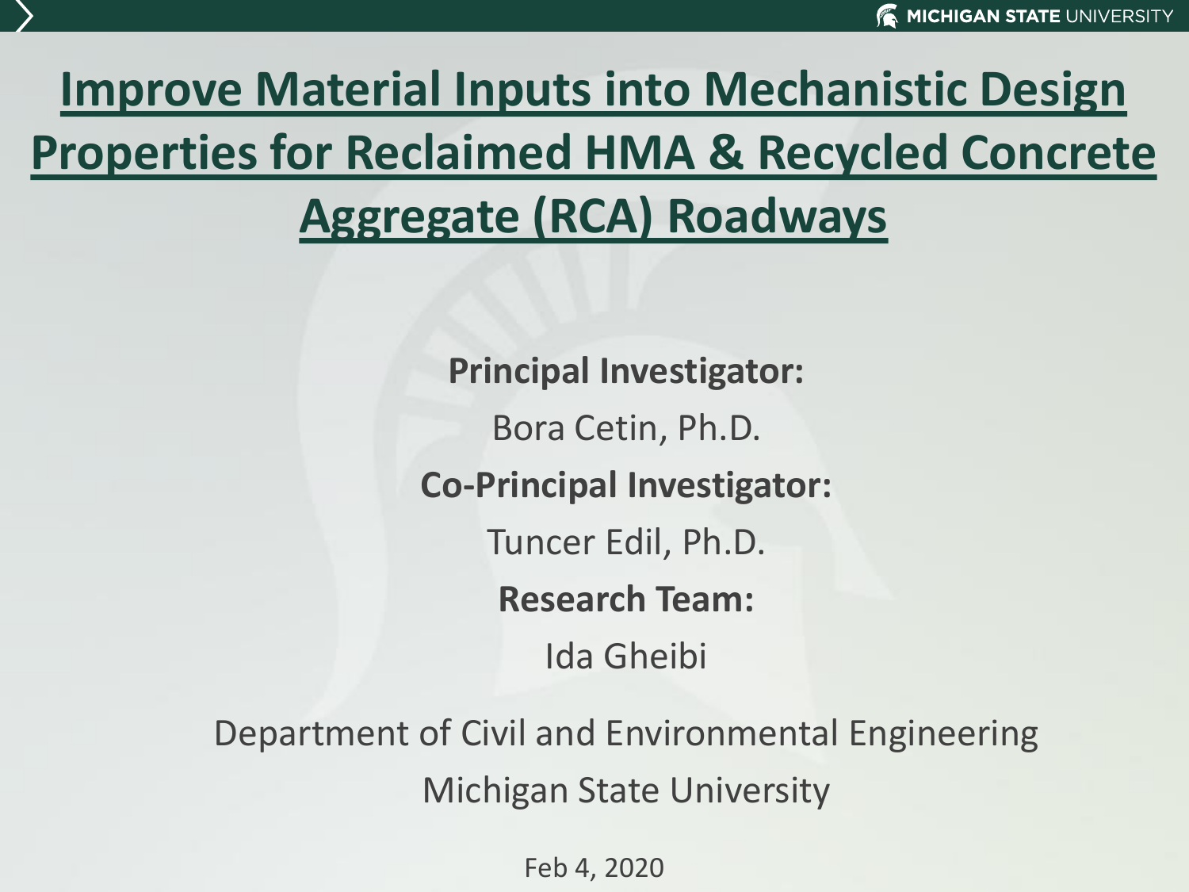# Improve Material Inputs into Mechanistic Design Properties for Reclaimed HMA & Recycled Concrete Aggregate (RCA) Roadways

**Principal Investigator:**

Bora Cetin, Ph.D.

**Co-Principal Investigator:**

Tuncer Edil, Ph.D.

**Research Team:**

Ida Gheibi

Department of Civil and Environmental Engineering

Michigan State University

Feb 4, 2020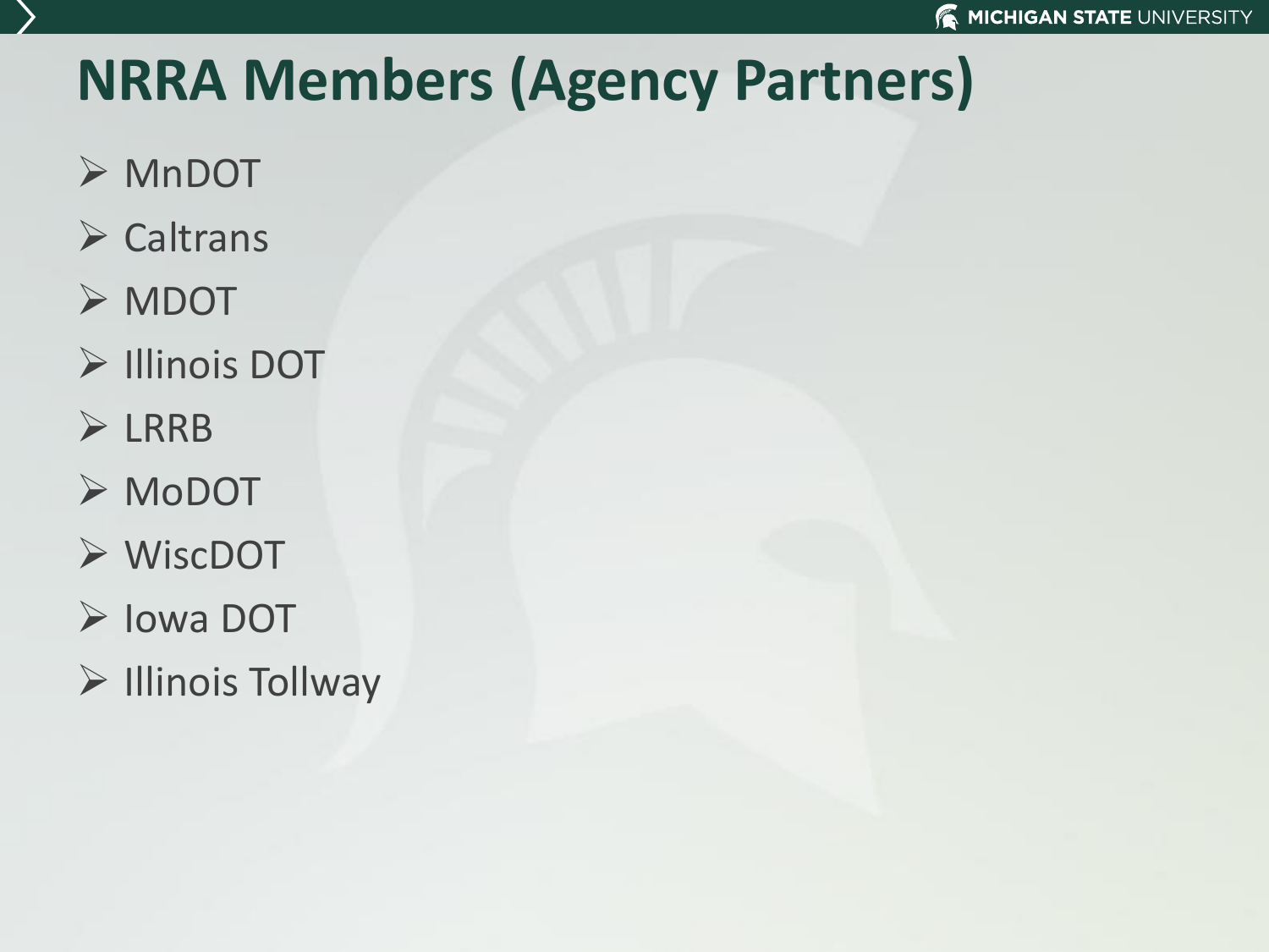# NRRA Members (Agency Partners)

- MnDOT
- Caltrans
- MDOT
- Illinois DOT
- LRRB
- MoDOT
- WiscDOT
- Iowa DOT
- Illinois Tollway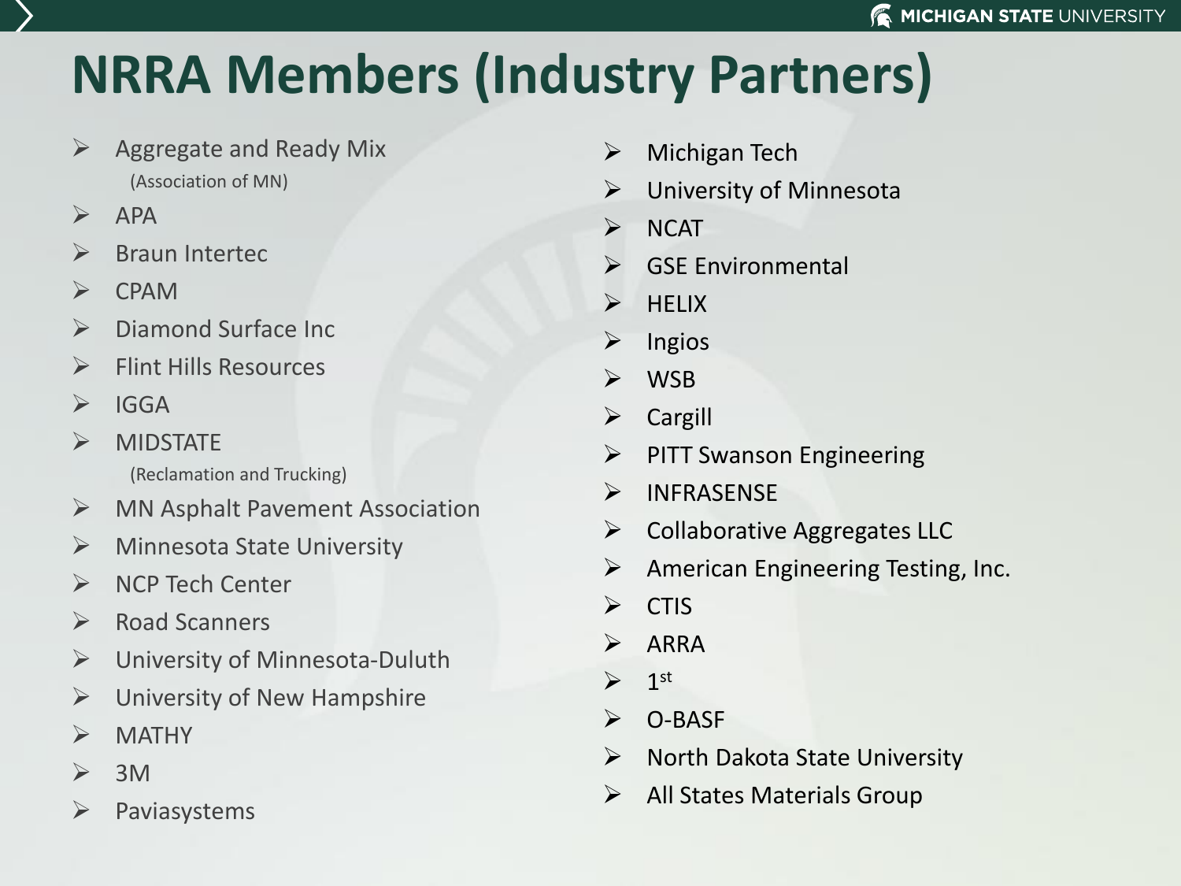# NRRA Members (Industry Partners)

- Aggregate and Ready Mix (Association of MN)
- APA
- Braun Intertec
- CPAM
- Diamond Surface Inc
- Flint Hills Resources
- IGGA
- MIDSTATE (Reclamation and Trucking)
- MN Asphalt Pavement Association
- Minnesota State University
- NCP Tech Center
- Road Scanners
- University of Minnesota-Duluth
- University of New Hampshire
- MATHY
- 3M
- Paviasystems
- Michigan Tech
- University of Minnesota
- NCAT
- GSE Environmental
- HELIX
- Ingios
- WSB
- Cargill
- PITT Swanson Engineering
- INFRASENSE
- Collaborative Aggregates LLC
- American Engineering Testing, Inc.
- CTIS
- ARRA
- 1st
- O-BASF
- North Dakota State University
- All States Materials Group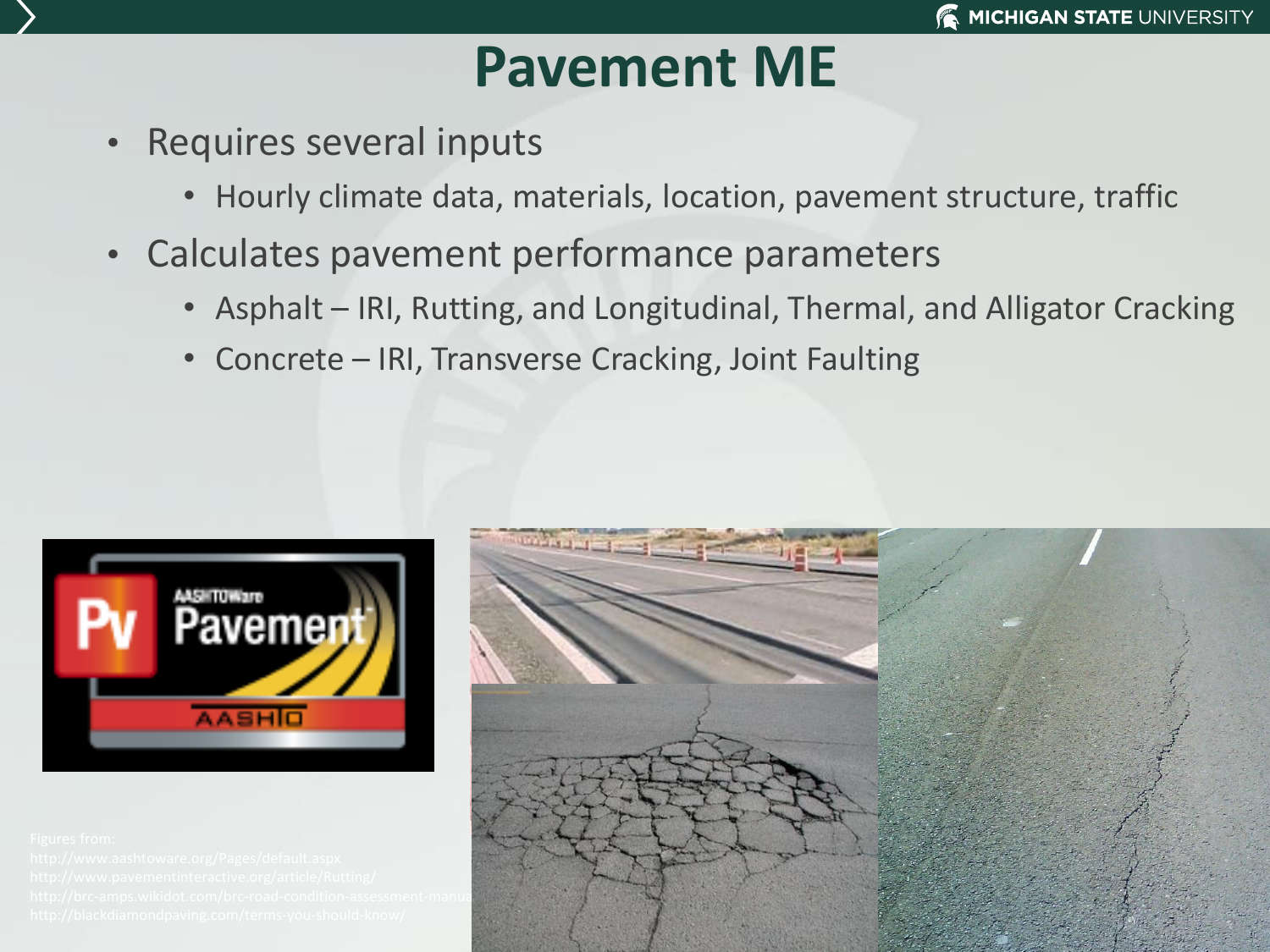# Pavement ME

- Requires several inputs
  - Hourly climate data, materials, location, pavement structure, traffic
- Calculates pavement performance parameters
  - Asphalt – IRI, Rutting, and Longitudinal, Thermal, and Alligator Cracking
  - Concrete – IRI, Transverse Cracking, Joint Faulting

Figures from:
http://www.aashtoware.org/Pages/default.aspx
http://www.pavementinteractive.org/article/Rutting/
http://brc-amps.wikidot.com/brc-road-condition-assessment-manua
http://blackdiamondpaving.com/terms-you-should-know/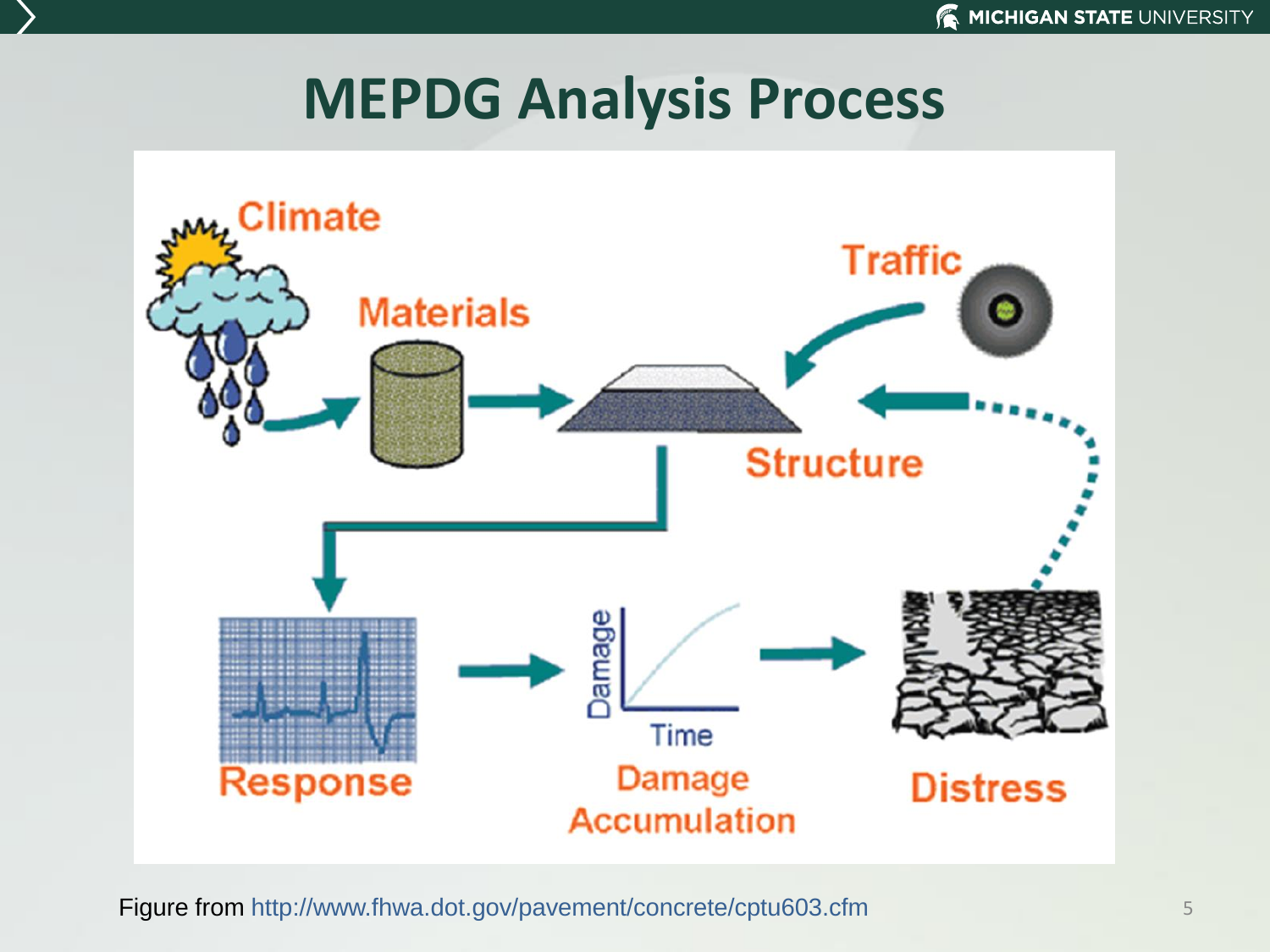# MEPDG Analysis Process

Climate

Materials

Traffic

Structure

Response

Damage

Time

Damage Accumulation

Distress

Figure from http://www.fhwa.dot.gov/pavement/concrete/cptu603.cfm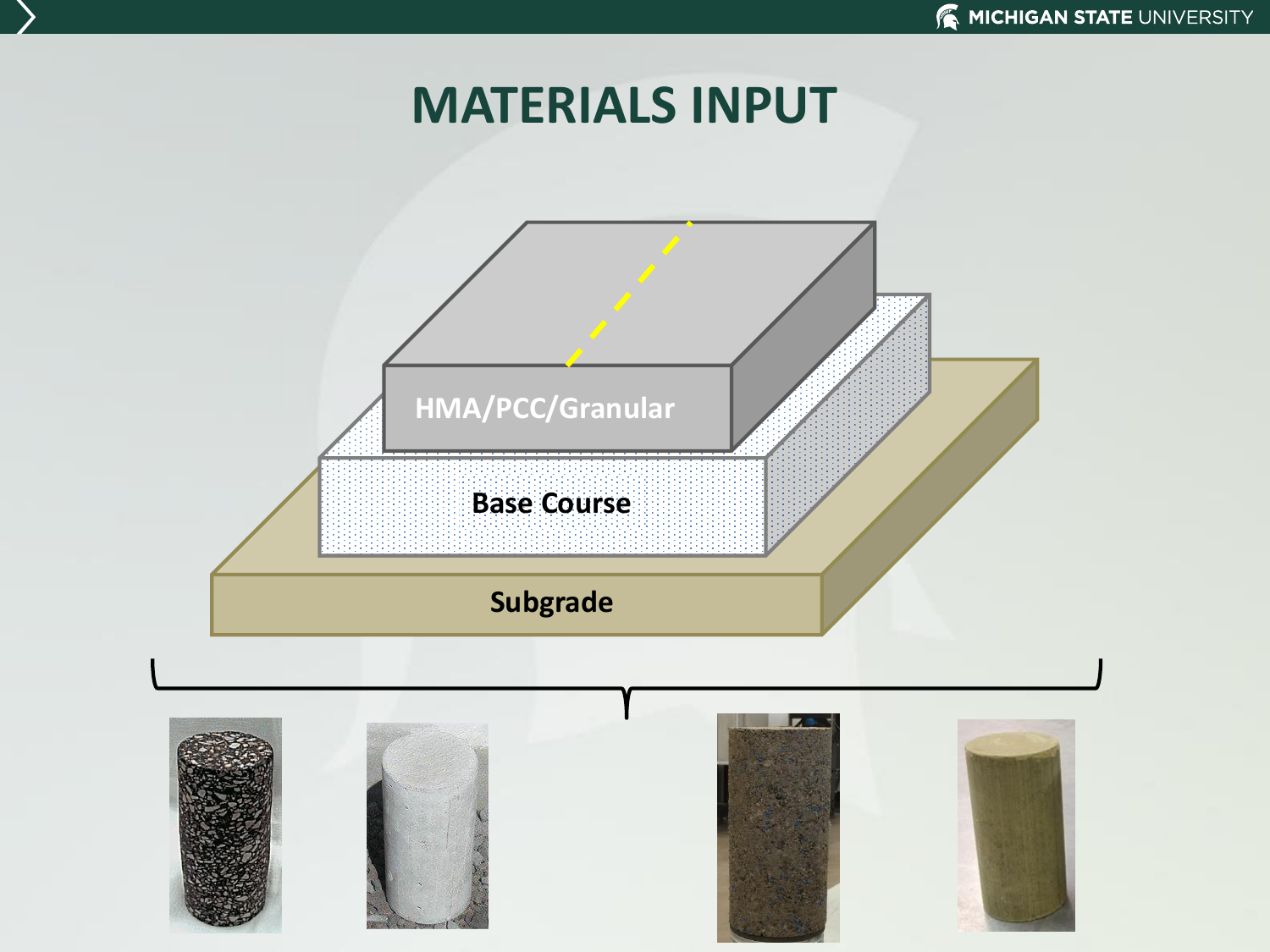# MATERIALS INPUT

HMA/PCC/Granular

Base Course

Subgrade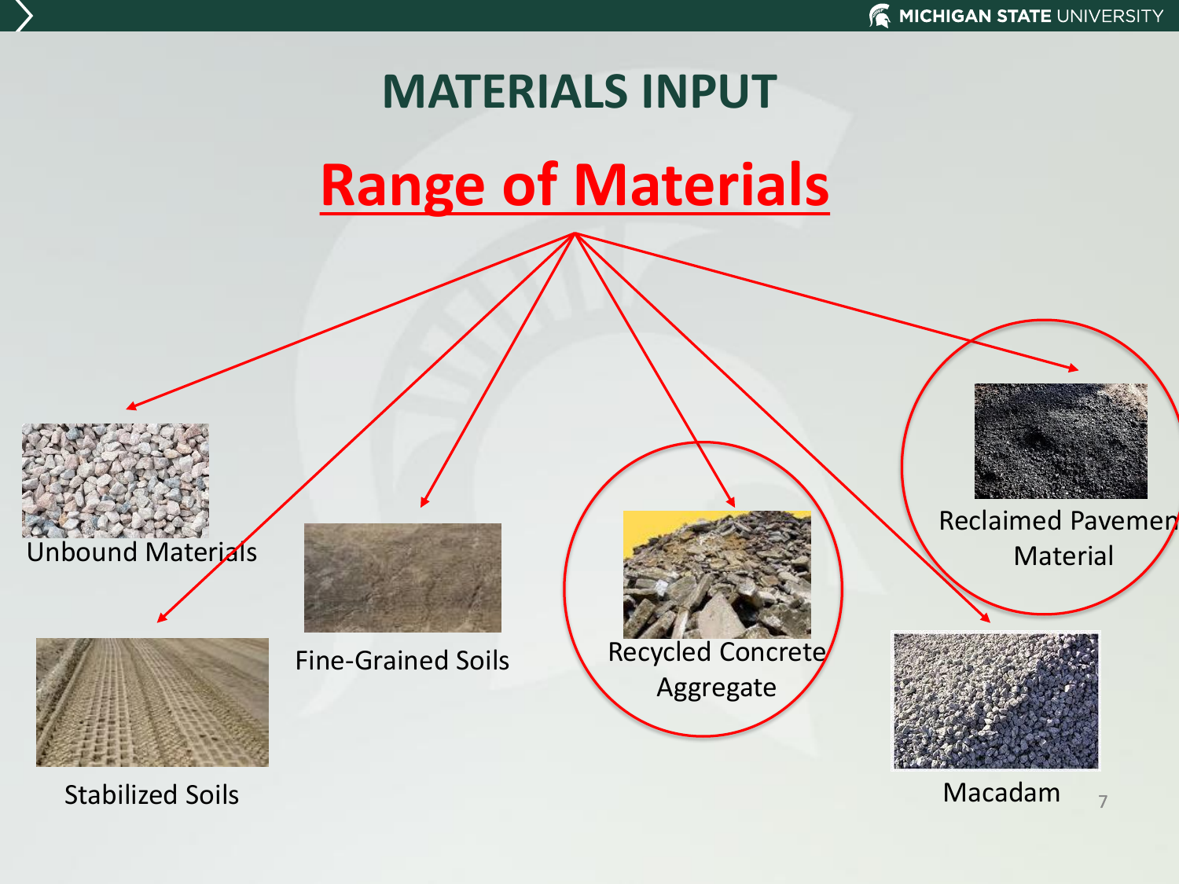# MATERIALS INPUT

## Range of Materials

- Unbound Materials
- Stabilized Soils
- Fine-Grained Soils
- Recycled Concrete Aggregate
- Reclaimed Pavement Material
- Macadam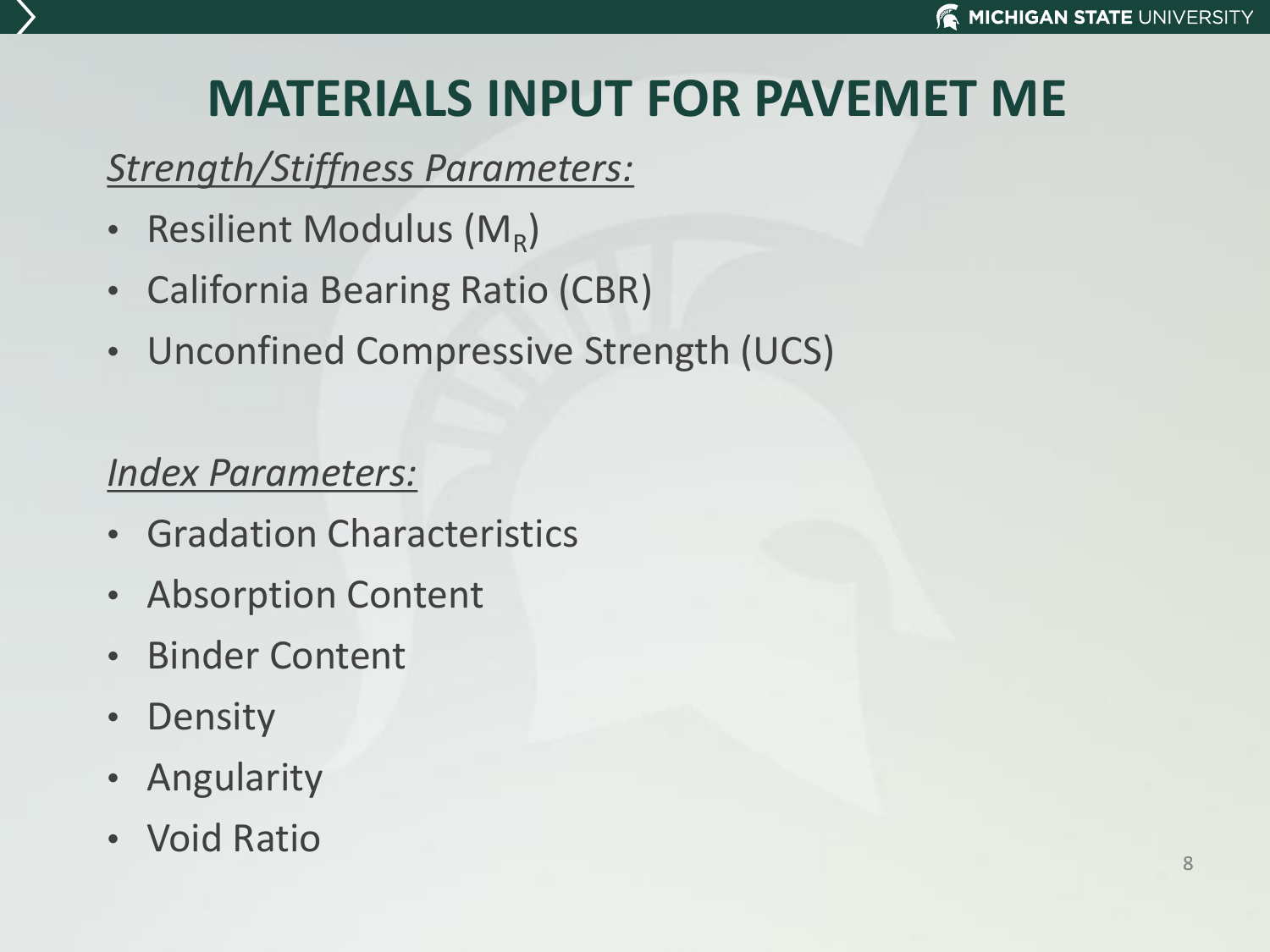# MATERIALS INPUT FOR PAVEMET ME

*Strength/Stiffness Parameters:*

- Resilient Modulus ($M_R$)
- California Bearing Ratio (CBR)
- Unconfined Compressive Strength (UCS)

*Index Parameters:*

- Gradation Characteristics
- Absorption Content
- Binder Content
- Density
- Angularity
- Void Ratio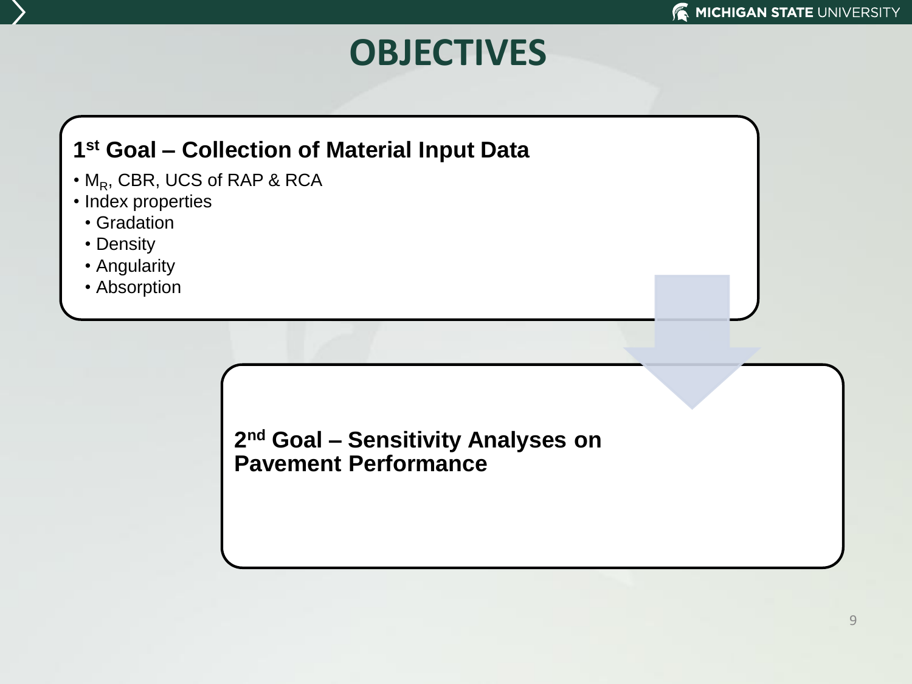# OBJECTIVES

## 1st Goal – Collection of Material Input Data

- $M_R$, CBR, UCS of RAP & RCA
- Index properties
  - Gradation
  - Density
  - Angularity
  - Absorption

## 2nd Goal – Sensitivity Analyses on Pavement Performance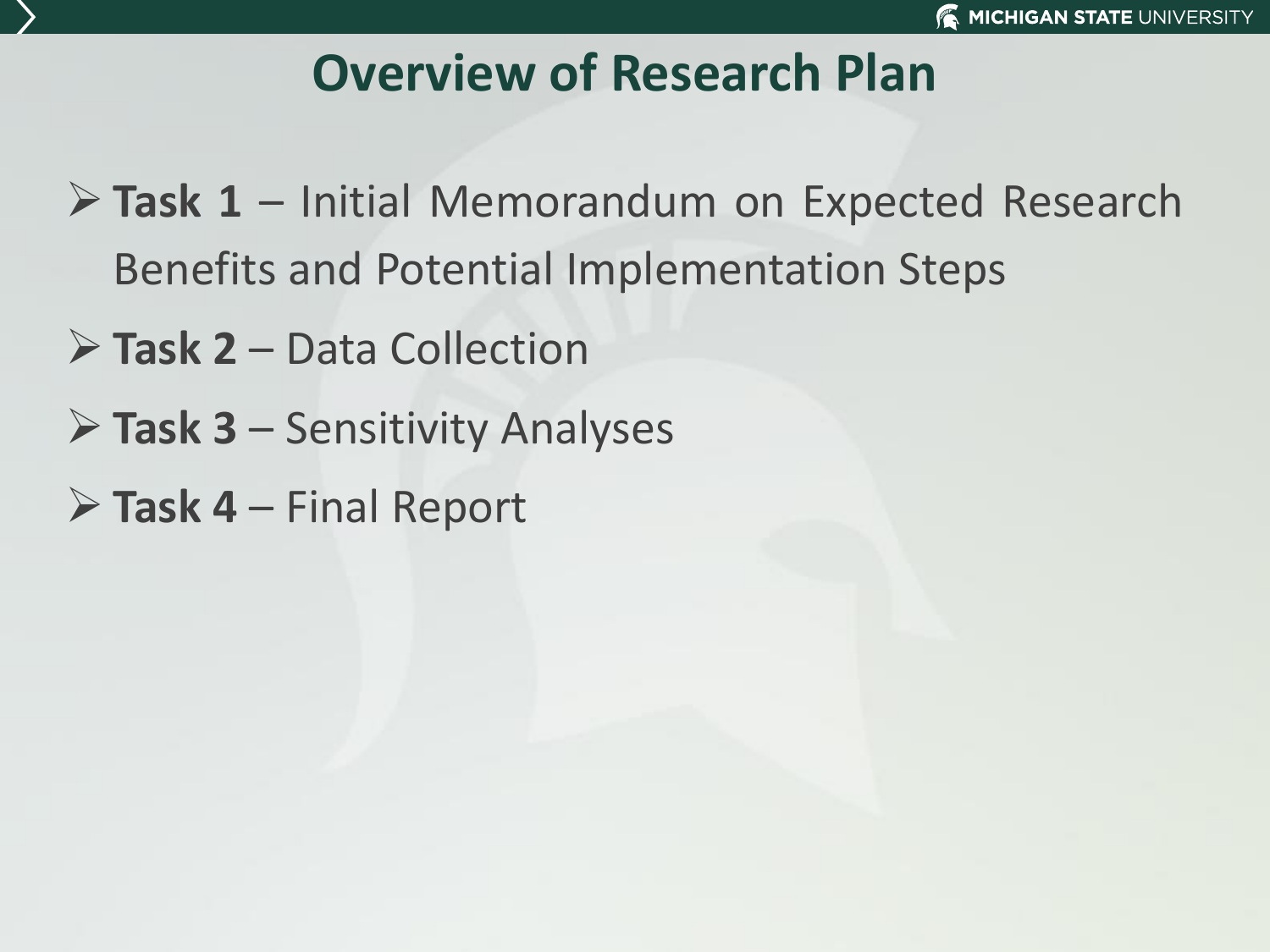# Overview of Research Plan

- **Task 1** – Initial Memorandum on Expected Research Benefits and Potential Implementation Steps
- **Task 2** – Data Collection
- **Task 3** – Sensitivity Analyses
- **Task 4** – Final Report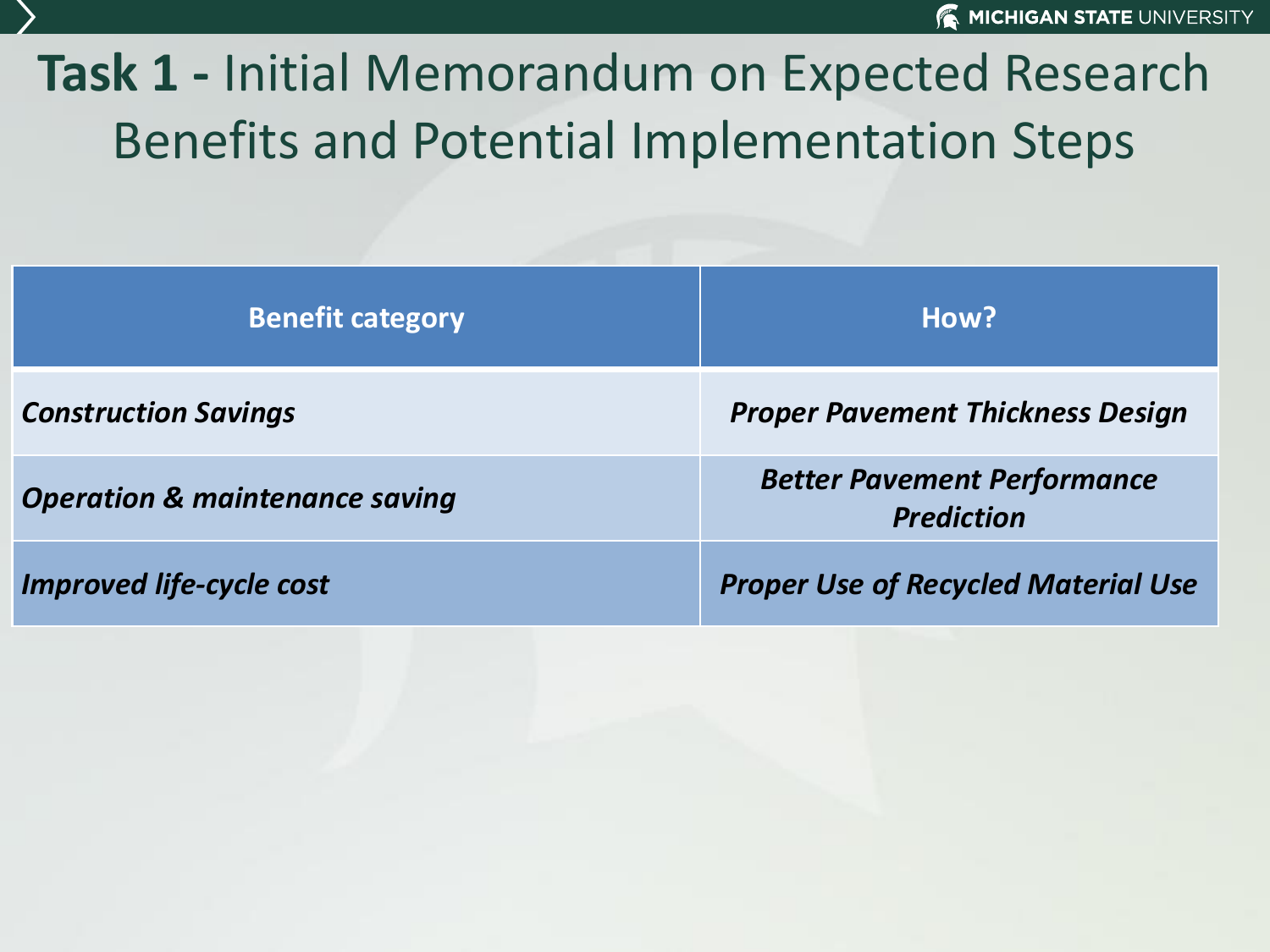# **Task 1 -** Initial Memorandum on Expected Research Benefits and Potential Implementation Steps

| Benefit category | How? |
| --- | --- |
| ***Construction Savings*** | ***Proper Pavement Thickness Design*** |
| ***Operation & maintenance saving*** | ***Better Pavement Performance Prediction*** |
| ***Improved life-cycle cost*** | ***Proper Use of Recycled Material Use*** |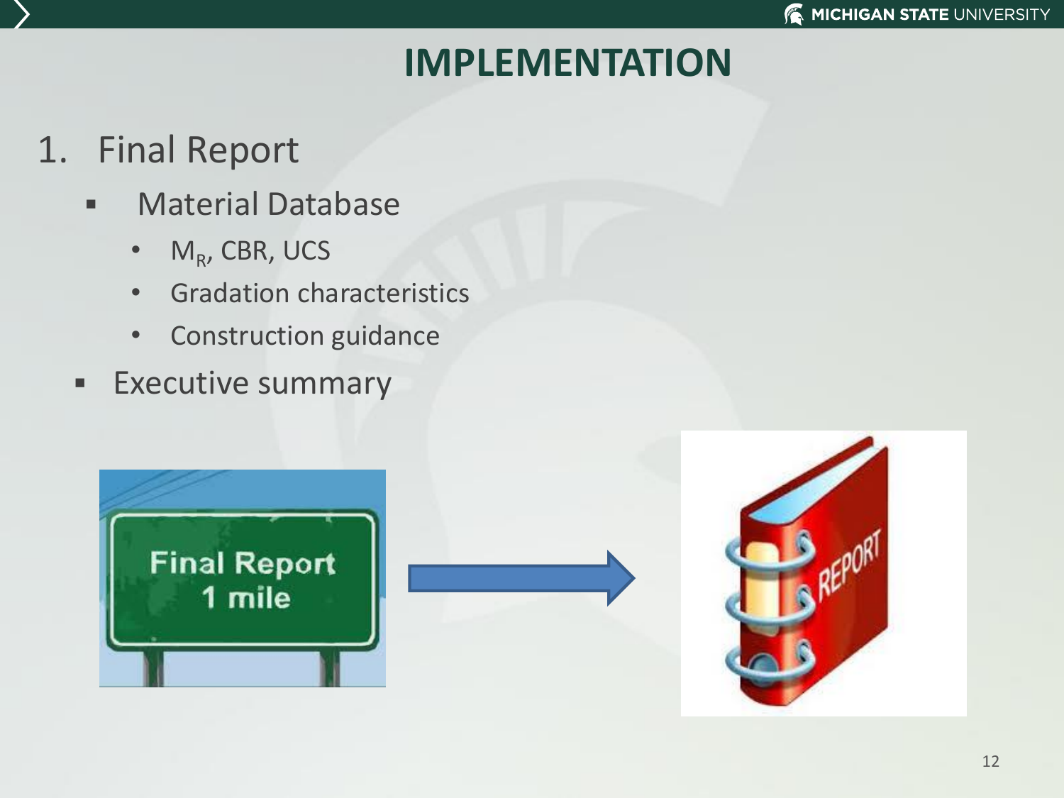# IMPLEMENTATION

1. Final Report
   - Material Database
     - $M_R$, CBR, UCS
     - Gradation characteristics
     - Construction guidance
   - Executive summary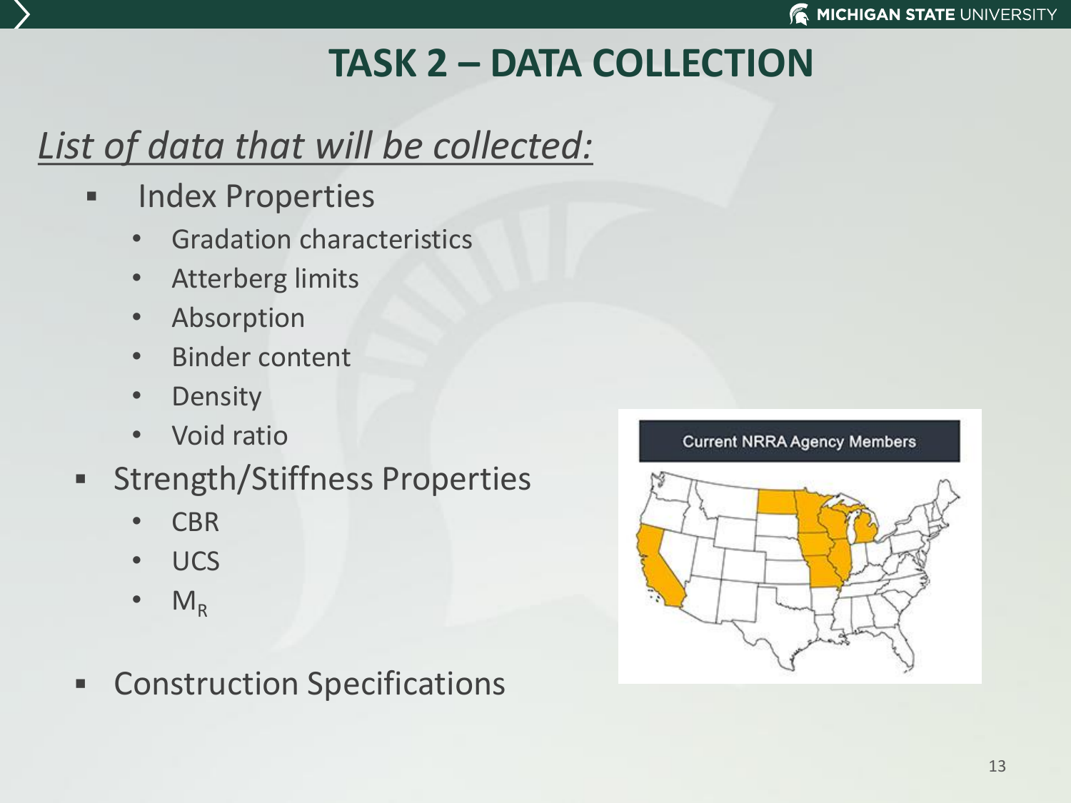# TASK 2 – DATA COLLECTION

*List of data that will be collected:*

- Index Properties
  - Gradation characteristics
  - Atterberg limits
  - Absorption
  - Binder content
  - Density
  - Void ratio
- Strength/Stiffness Properties
  - CBR
  - UCS
  - $M_R$
- Construction Specifications

Current NRRA Agency Members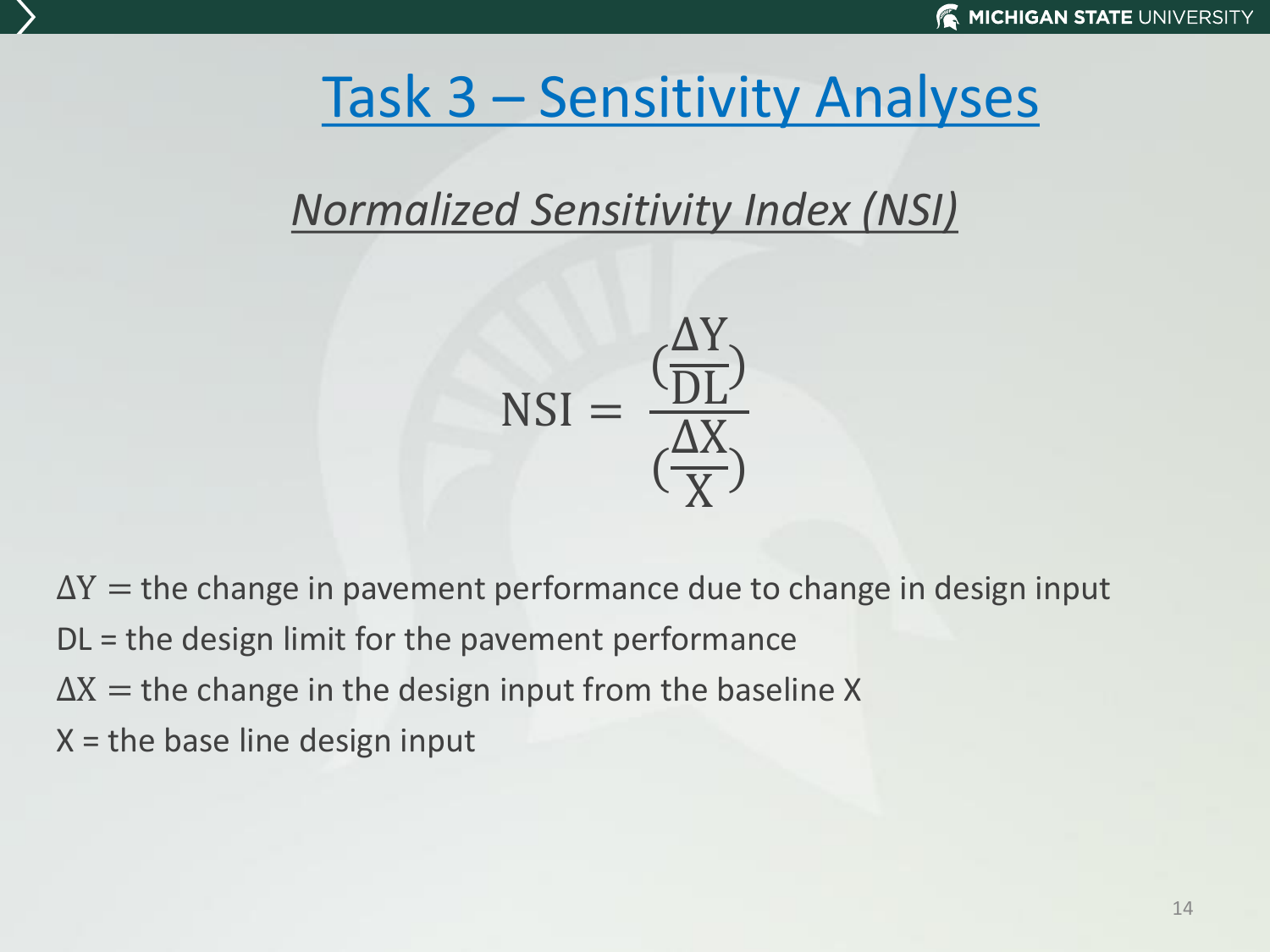# Task 3 – Sensitivity Analyses

## *Normalized Sensitivity Index (NSI)*

$$\text{NSI} = \frac{\left(\frac{\Delta \text{Y}}{\text{DL}}\right)}{\left(\frac{\Delta \text{X}}{\text{X}}\right)}$$

$\Delta \text{Y}$ = the change in pavement performance due to change in design input

DL = the design limit for the pavement performance

$\Delta \text{X}$ = the change in the design input from the baseline X

X = the base line design input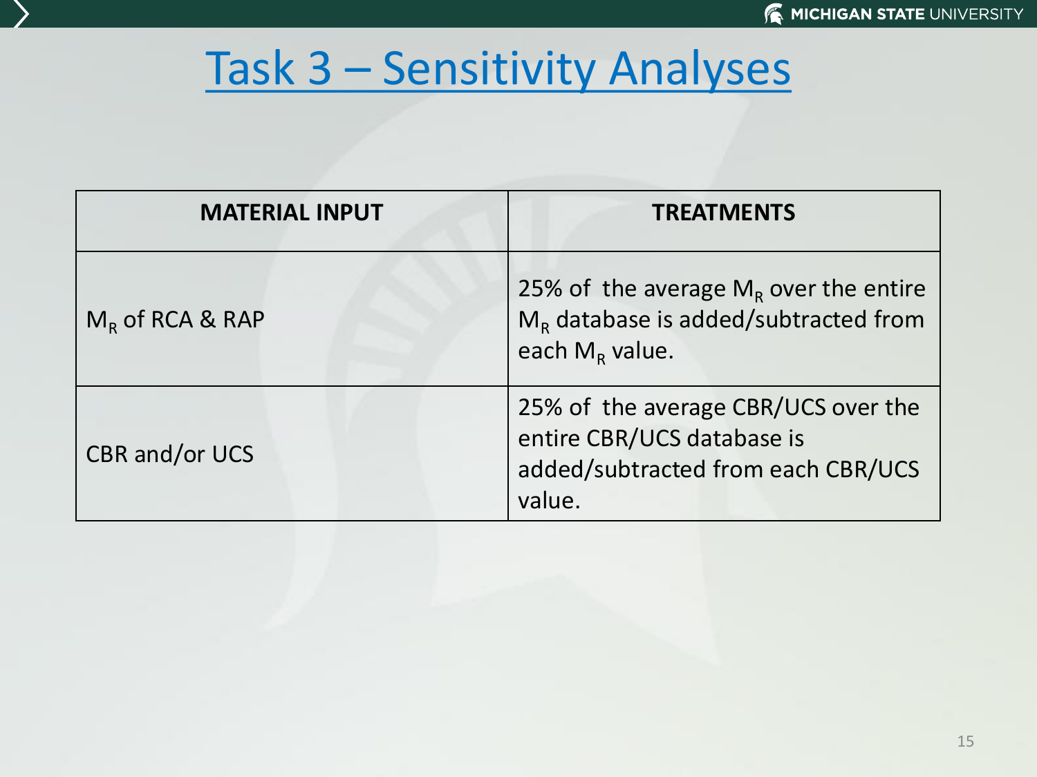# Task 3 – Sensitivity Analyses

| MATERIAL INPUT | TREATMENTS |
|---|---|
| $M_R$ of RCA & RAP | 25% of the average $M_R$ over the entire $M_R$ database is added/subtracted from each $M_R$ value. |
| CBR and/or UCS | 25% of the average CBR/UCS over the entire CBR/UCS database is added/subtracted from each CBR/UCS value. |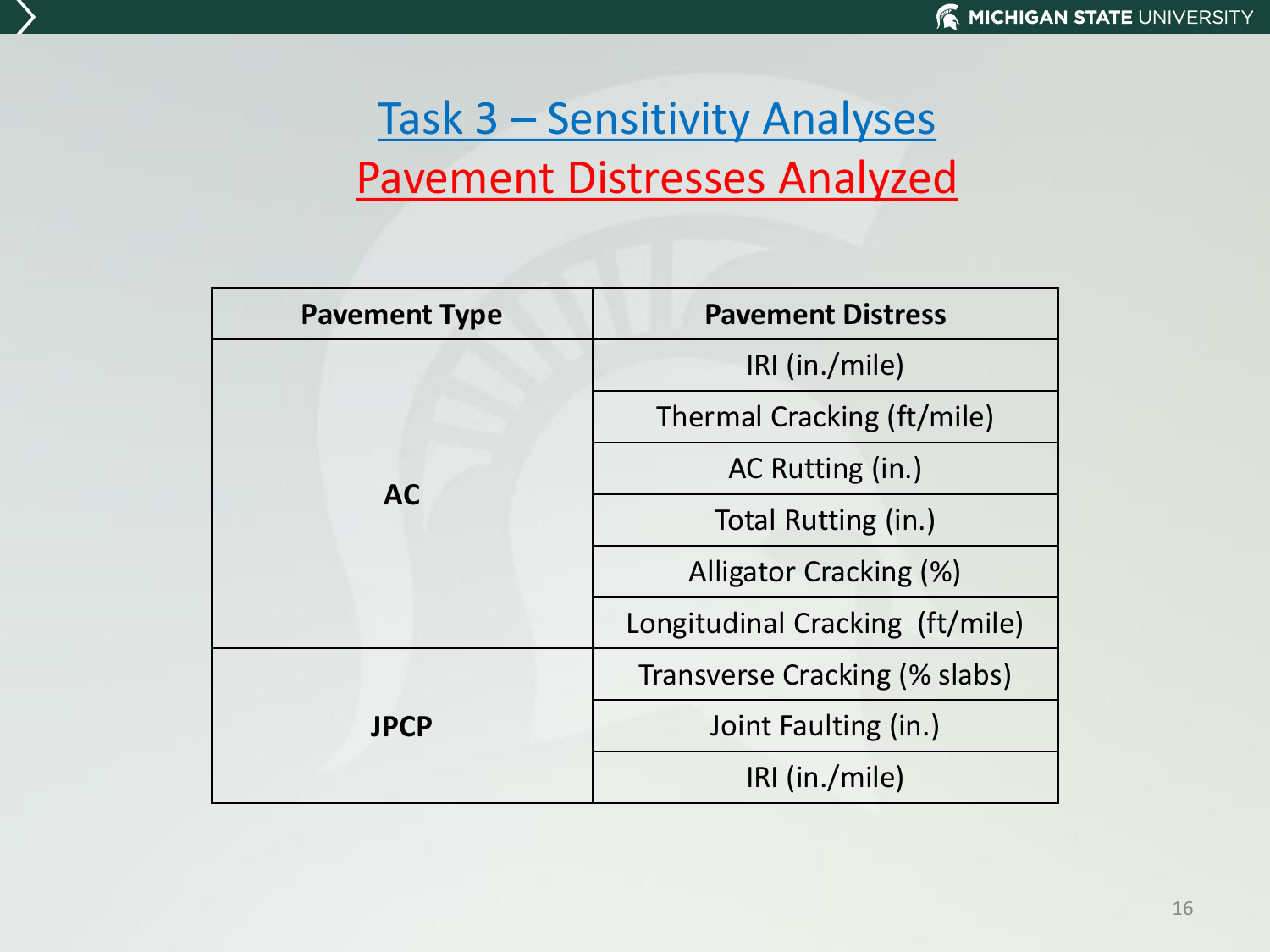# Task 3 – Sensitivity Analyses

## Pavement Distresses Analyzed

| Pavement Type | Pavement Distress |
|---|---|
| AC | IRI (in./mile) |
| | Thermal Cracking (ft/mile) |
| | AC Rutting (in.) |
| | Total Rutting (in.) |
| | Alligator Cracking (%) |
| | Longitudinal Cracking (ft/mile) |
| JPCP | Transverse Cracking (% slabs) |
| | Joint Faulting (in.) |
| | IRI (in./mile) |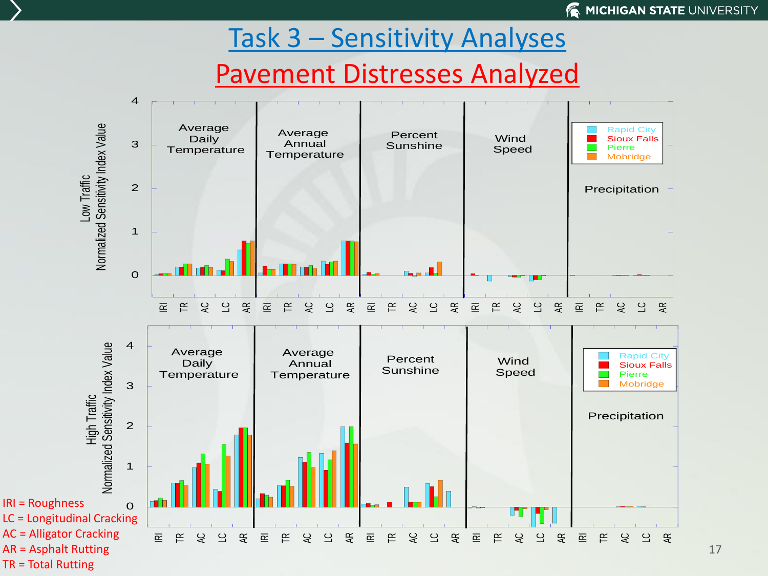# Task 3 – Sensitivity Analyses

## Pavement Distresses Analyzed

IRI = Roughness
LC = Longitudinal Cracking
AC = Alligator Cracking
AR = Asphalt Rutting
TR = Total Rutting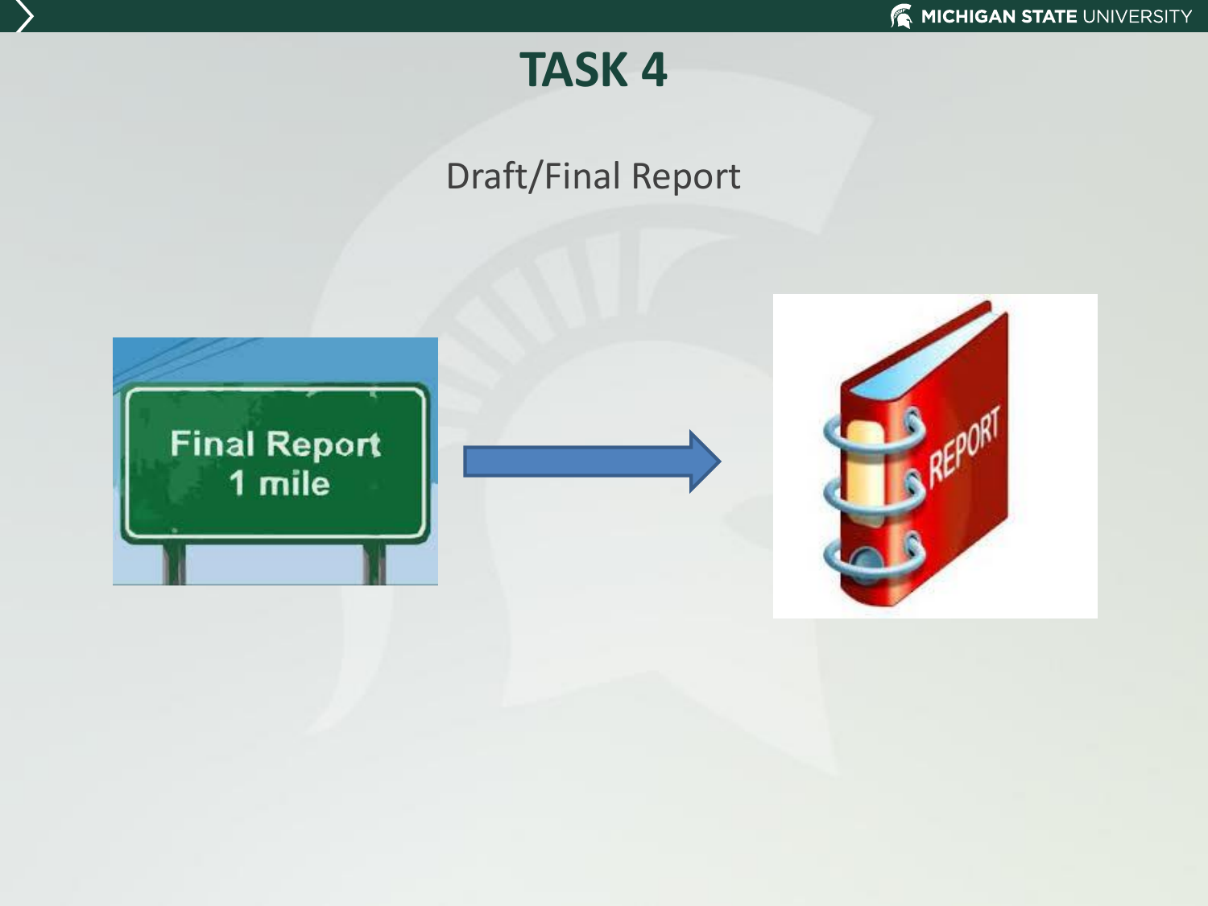# TASK 4

Draft/Final Report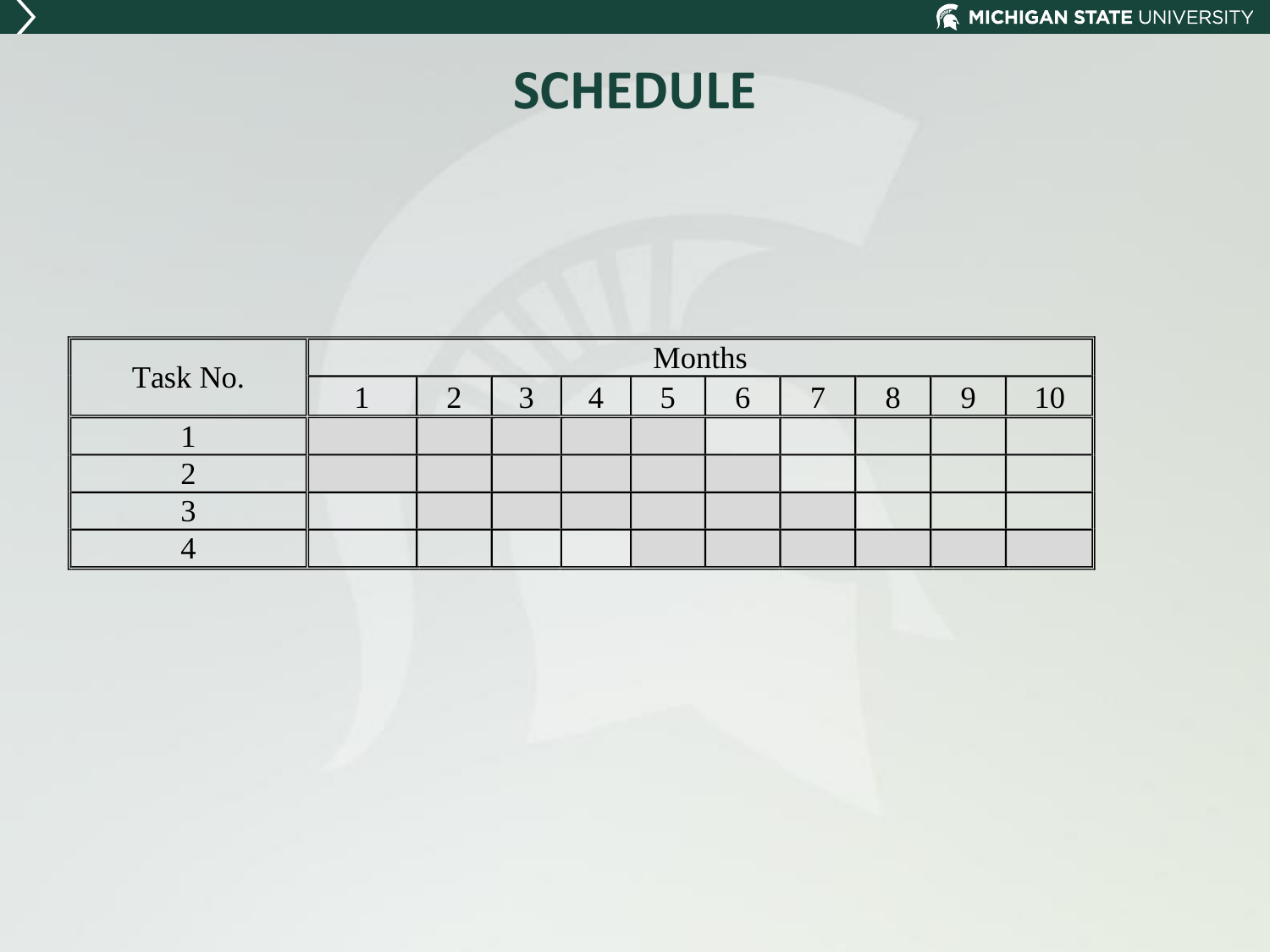# SCHEDULE

| Task No. | Months | | | | | | | | | |
|---|---|---|---|---|---|---|---|---|---|---|
| | 1 | 2 | 3 | 4 | 5 | 6 | 7 | 8 | 9 | 10 |
| 1 | ■ | ■ | ■ | ■ | ■ | | | | | |
| 2 | ■ | ■ | ■ | ■ | ■ | ■ | | | | |
| 3 | | ■ | ■ | ■ | ■ | ■ | ■ | | | |
| 4 | | | | | ■ | ■ | ■ | ■ | ■ | ■ |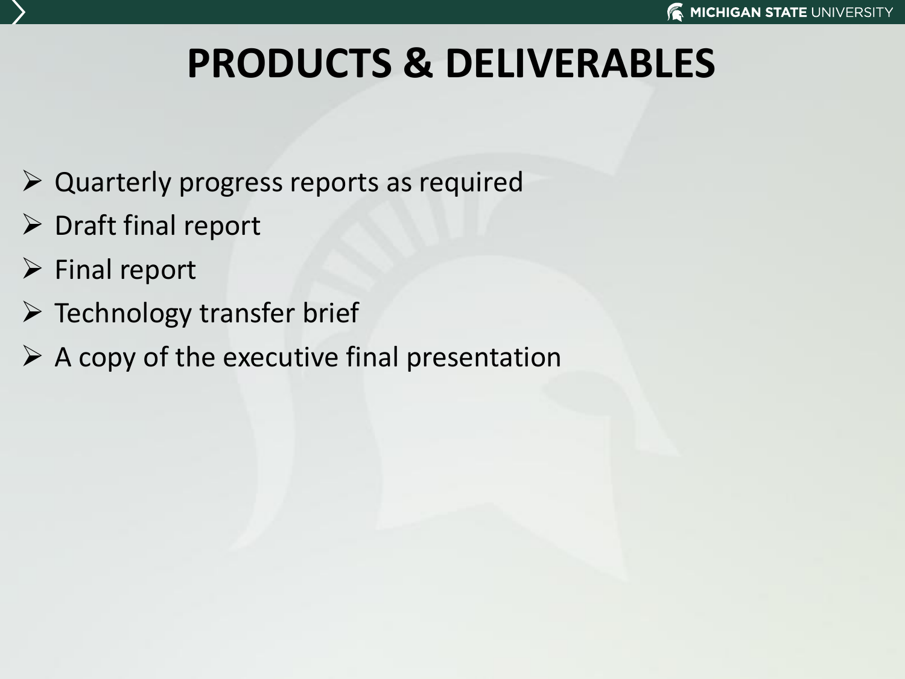# PRODUCTS & DELIVERABLES

- Quarterly progress reports as required
- Draft final report
- Final report
- Technology transfer brief
- A copy of the executive final presentation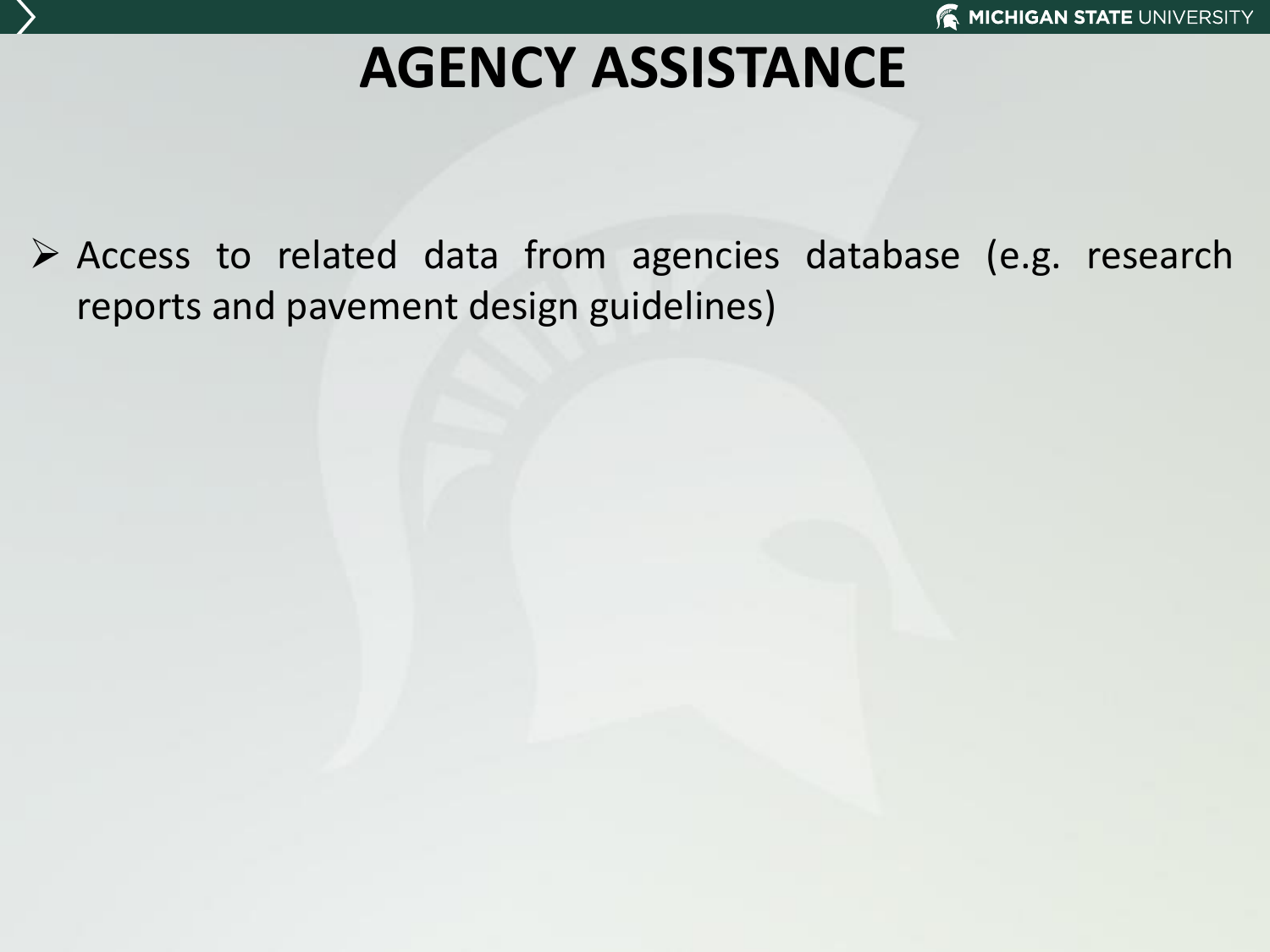# AGENCY ASSISTANCE

- Access to related data from agencies database (e.g. research reports and pavement design guidelines)